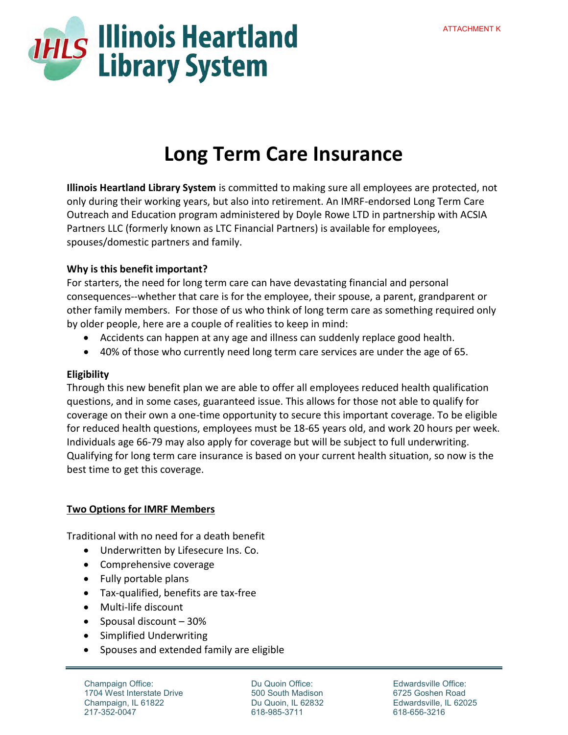ATTACHMENT K

Illinois Heartland Library System

# Long Term Care Insurance

**Illinois Heartland Library System** is committed to making sure all employees are protected, not only during their working years, but also into retirement. An IMRF-endorsed Long Term Care Outreach and Education program administered by Doyle Rowe LTD in partnership with ACSIA Partners LLC (formerly known as LTC Financial Partners) is available for employees, spouses/domestic partners and family.

**Why is this benefit important?**

For starters, the need for long term care can have devastating financial and personal consequences--whether that care is for the employee, their spouse, a parent, grandparent or other family members. For those of us who think of long term care as something required only by older people, here are a couple of realities to keep in mind:

- Accidents can happen at any age and illness can suddenly replace good health.
- 40% of those who currently need long term care services are under the age of 65.

**Eligibility**

Through this new benefit plan we are able to offer all employees reduced health qualification questions, and in some cases, guaranteed issue. This allows for those not able to qualify for coverage on their own a one-time opportunity to secure this important coverage. To be eligible for reduced health questions, employees must be 18-65 years old, and work 20 hours per week. Individuals age 66-79 may also apply for coverage but will be subject to full underwriting. Qualifying for long term care insurance is based on your current health situation, so now is the best time to get this coverage.

**Two Options for IMRF Members**

Traditional with no need for a death benefit

- Underwritten by Lifesecure Ins. Co.
- Comprehensive coverage
- Fully portable plans
- Tax-qualified, benefits are tax-free
- Multi-life discount
- Spousal discount – 30%
- Simplified Underwriting
- Spouses and extended family are eligible

Champaign Office:
1704 West Interstate Drive
Champaign, IL 61822
217-352-0047

Du Quoin Office:
500 South Madison
Du Quoin, IL 62832
618-985-3711

Edwardsville Office:
6725 Goshen Road
Edwardsville, IL 62025
618-656-3216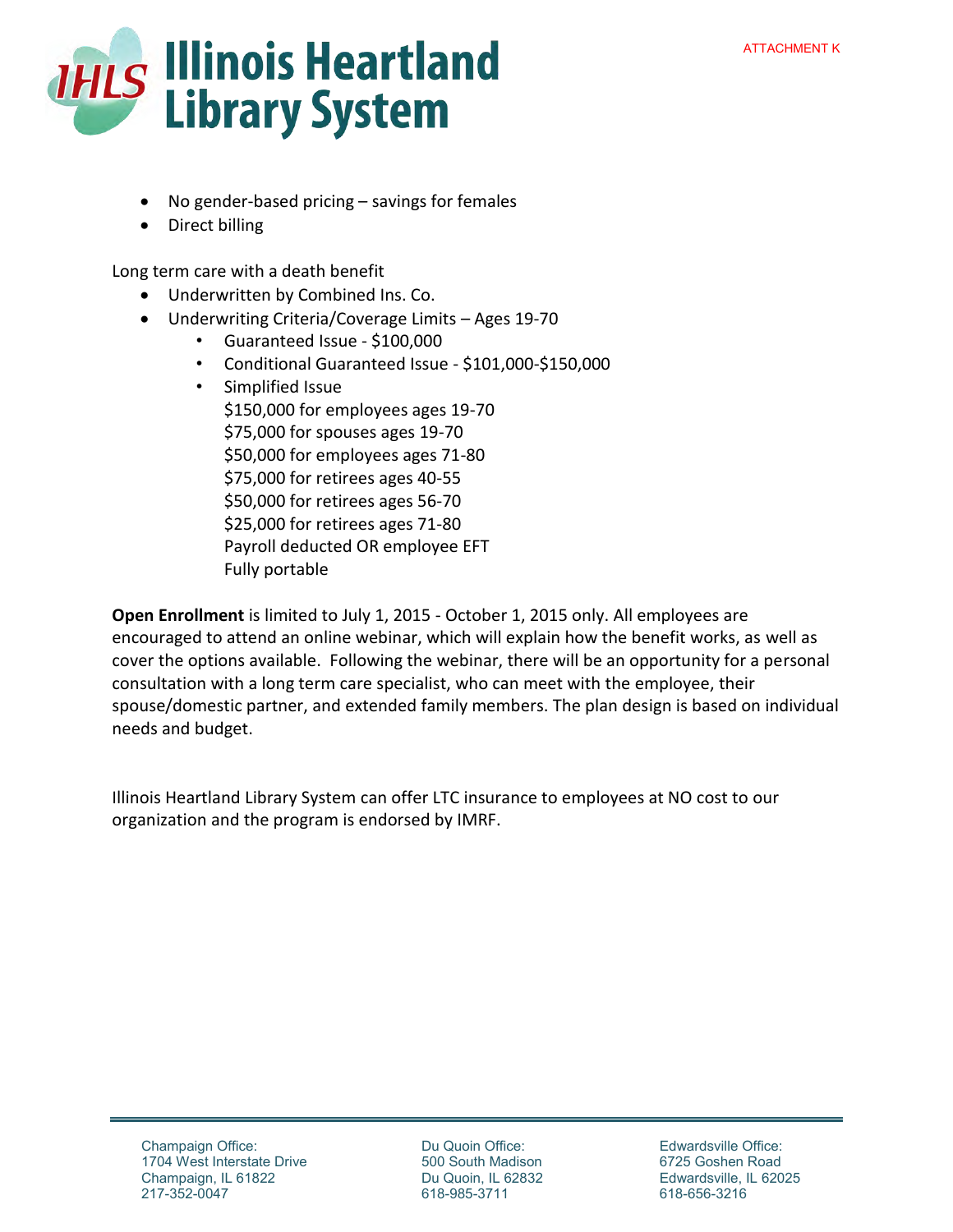- No gender-based pricing – savings for females
- Direct billing

Long term care with a death benefit

- Underwritten by Combined Ins. Co.
- Underwriting Criteria/Coverage Limits – Ages 19-70
    - Guaranteed Issue - $100,000
    - Conditional Guaranteed Issue - $101,000-$150,000
    - Simplified Issue
      $150,000 for employees ages 19-70
      $75,000 for spouses ages 19-70
      $50,000 for employees ages 71-80
      $75,000 for retirees ages 40-55
      $50,000 for retirees ages 56-70
      $25,000 for retirees ages 71-80
      Payroll deducted OR employee EFT
      Fully portable

**Open Enrollment** is limited to July 1, 2015 - October 1, 2015 only. All employees are encouraged to attend an online webinar, which will explain how the benefit works, as well as cover the options available. Following the webinar, there will be an opportunity for a personal consultation with a long term care specialist, who can meet with the employee, their spouse/domestic partner, and extended family members. The plan design is based on individual needs and budget.

Illinois Heartland Library System can offer LTC insurance to employees at NO cost to our organization and the program is endorsed by IMRF.